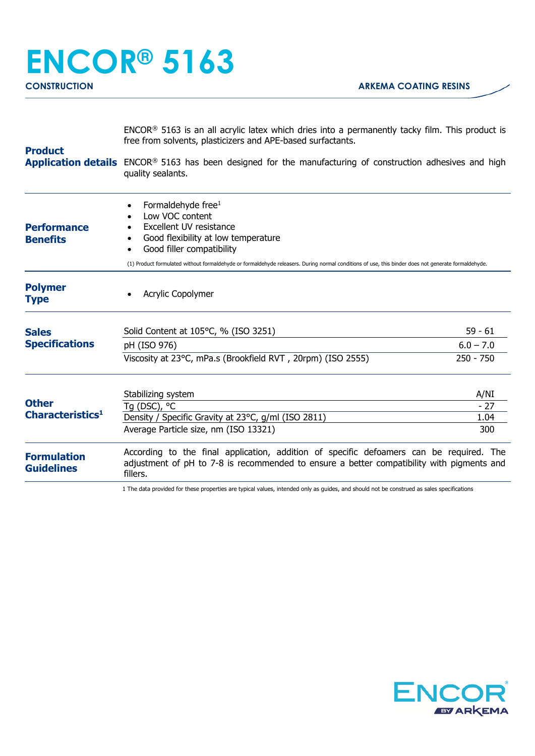# ENCOR® 5163

**CONSTRUCTION** **ARKEMA COATING RESINS**

## Product Application details

ENCOR® 5163 is an all acrylic latex which dries into a permanently tacky film. This product is free from solvents, plasticizers and APE-based surfactants.

ENCOR® 5163 has been designed for the manufacturing of construction adhesives and high quality sealants.

## Performance Benefits

- Formaldehyde free[1]
- Low VOC content
- Excellent UV resistance
- Good flexibility at low temperature
- Good filler compatibility

(1) Product formulated without formaldehyde or formaldehyde releasers. During normal conditions of use, this binder does not generate formaldehyde.

## Polymer Type

- Acrylic Copolymer

## Sales Specifications

| Property | Value |
|---|---|
| Solid Content at 105°C, % (ISO 3251) | 59 - 61 |
| pH (ISO 976) | 6.0 – 7.0 |
| Viscosity at 23°C, mPa.s (Brookfield RVT , 20rpm) (ISO 2555) | 250 - 750 |

## Other Characteristics[1]

| Property | Value |
|---|---|
| Stabilizing system | A/NI |
| Tg (DSC), °C | - 27 |
| Density / Specific Gravity at 23°C, g/ml (ISO 2811) | 1.04 |
| Average Particle size, nm (ISO 13321) | 300 |

## Formulation Guidelines

According to the final application, addition of specific defoamers can be required. The adjustment of pH to 7-8 is recommended to ensure a better compatibility with pigments and fillers.

1 The data provided for these properties are typical values, intended only as guides, and should not be construed as sales specifications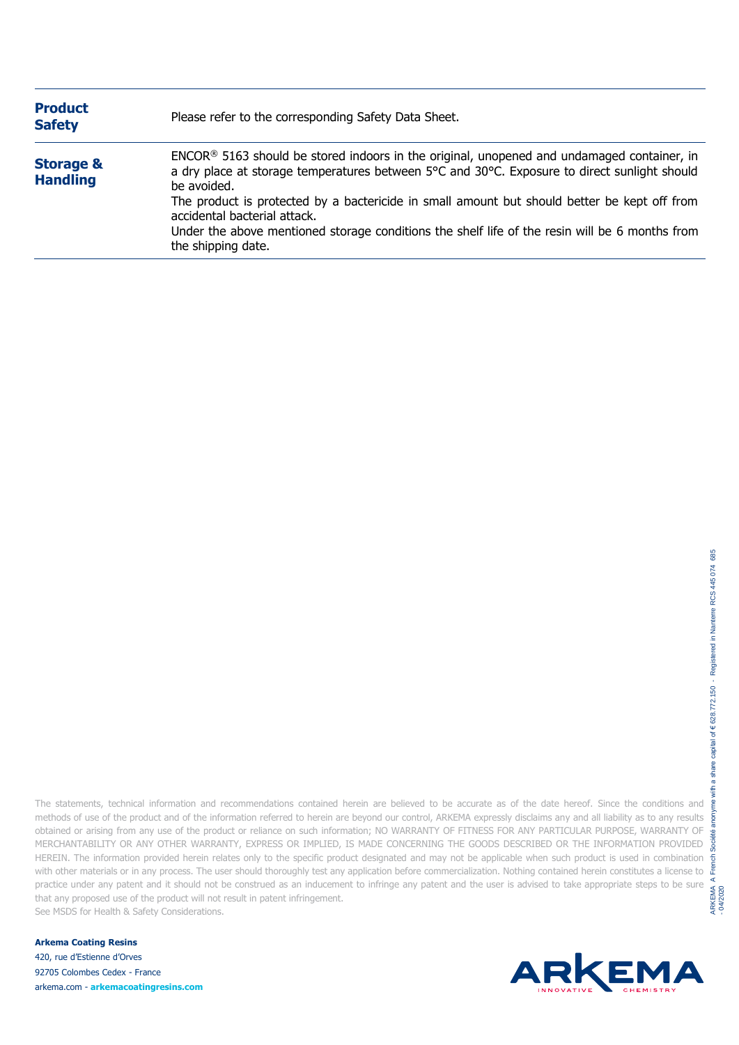| | |
|---|---|
| **Product Safety** | Please refer to the corresponding Safety Data Sheet. |
| **Storage & Handling** | ENCOR® 5163 should be stored indoors in the original, unopened and undamaged container, in a dry place at storage temperatures between 5°C and 30°C. Exposure to direct sunlight should be avoided.<br>The product is protected by a bactericide in small amount but should better be kept off from accidental bacterial attack.<br>Under the above mentioned storage conditions the shelf life of the resin will be 6 months from the shipping date. |

The statements, technical information and recommendations contained herein are believed to be accurate as of the date hereof. Since the conditions and methods of use of the product and of the information referred to herein are beyond our control, ARKEMA expressly disclaims any and all liability as to any results obtained or arising from any use of the product or reliance on such information; NO WARRANTY OF FITNESS FOR ANY PARTICULAR PURPOSE, WARRANTY OF MERCHANTABILITY OR ANY OTHER WARRANTY, EXPRESS OR IMPLIED, IS MADE CONCERNING THE GOODS DESCRIBED OR THE INFORMATION PROVIDED HEREIN. The information provided herein relates only to the specific product designated and may not be applicable when such product is used in combination with other materials or in any process. The user should thoroughly test any application before commercialization. Nothing contained herein constitutes a license to practice under any patent and it should not be construed as an inducement to infringe any patent and the user is advised to take appropriate steps to be sure that any proposed use of the product will not result in patent infringement.
See MSDS for Health & Safety Considerations.

ARKEMA A French Société anonyme with a share capital of € 628.772.150 - Registered in Nanterre RCS 445 074 685 - 04/2020

**Arkema Coating Resins**
420, rue d'Estienne d'Orves
92705 Colombes Cedex - France
arkema.com - **arkemacoatingresins.com**

ARKEMA
INNOVATIVE CHEMISTRY